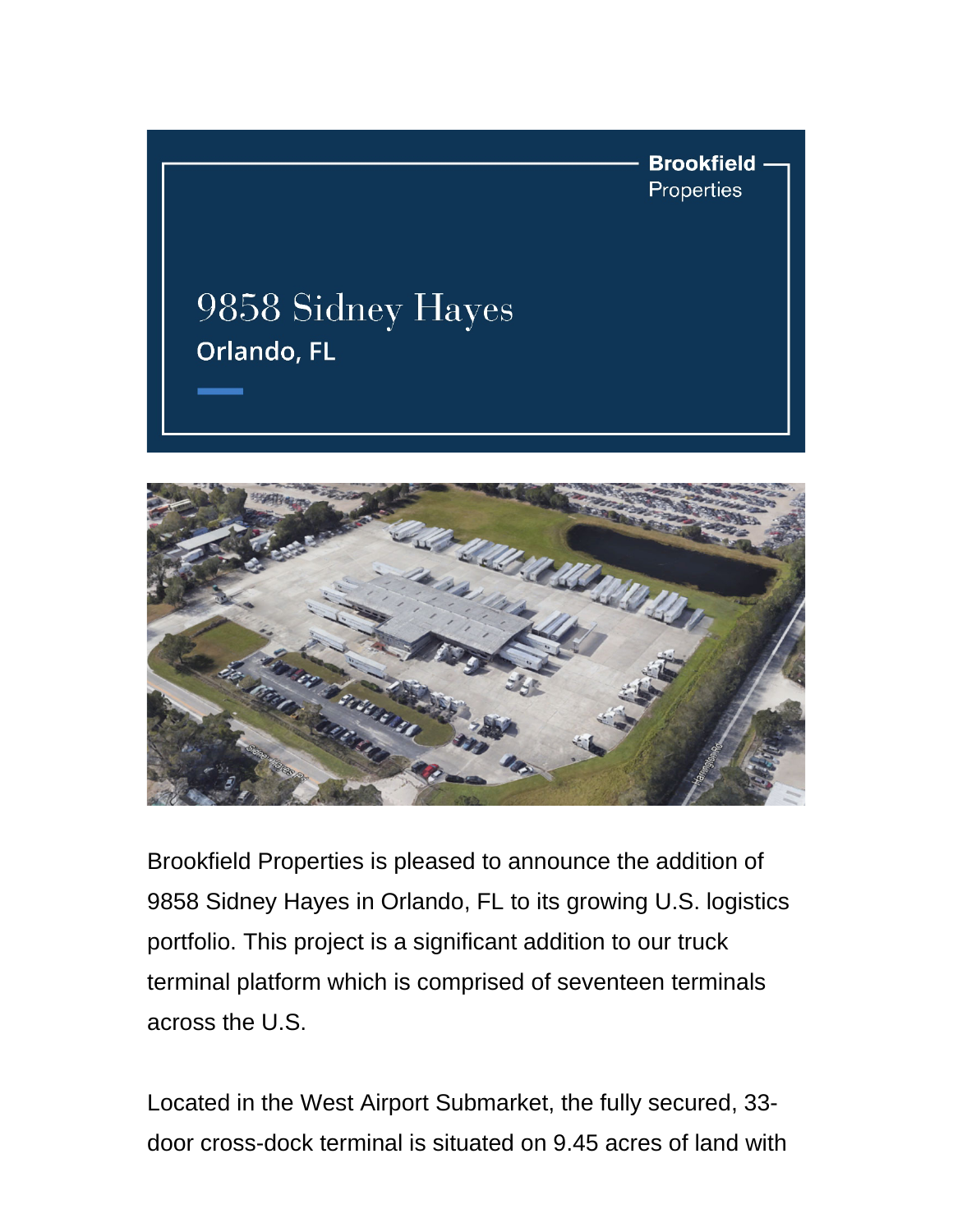Brookfield Properties

# 9858 Sidney Hayes

**Orlando, FL**

Brookfield Properties is pleased to announce the addition of 9858 Sidney Hayes in Orlando, FL to its growing U.S. logistics portfolio. This project is a significant addition to our truck terminal platform which is comprised of seventeen terminals across the U.S.

Located in the West Airport Submarket, the fully secured, 33-door cross-dock terminal is situated on 9.45 acres of land with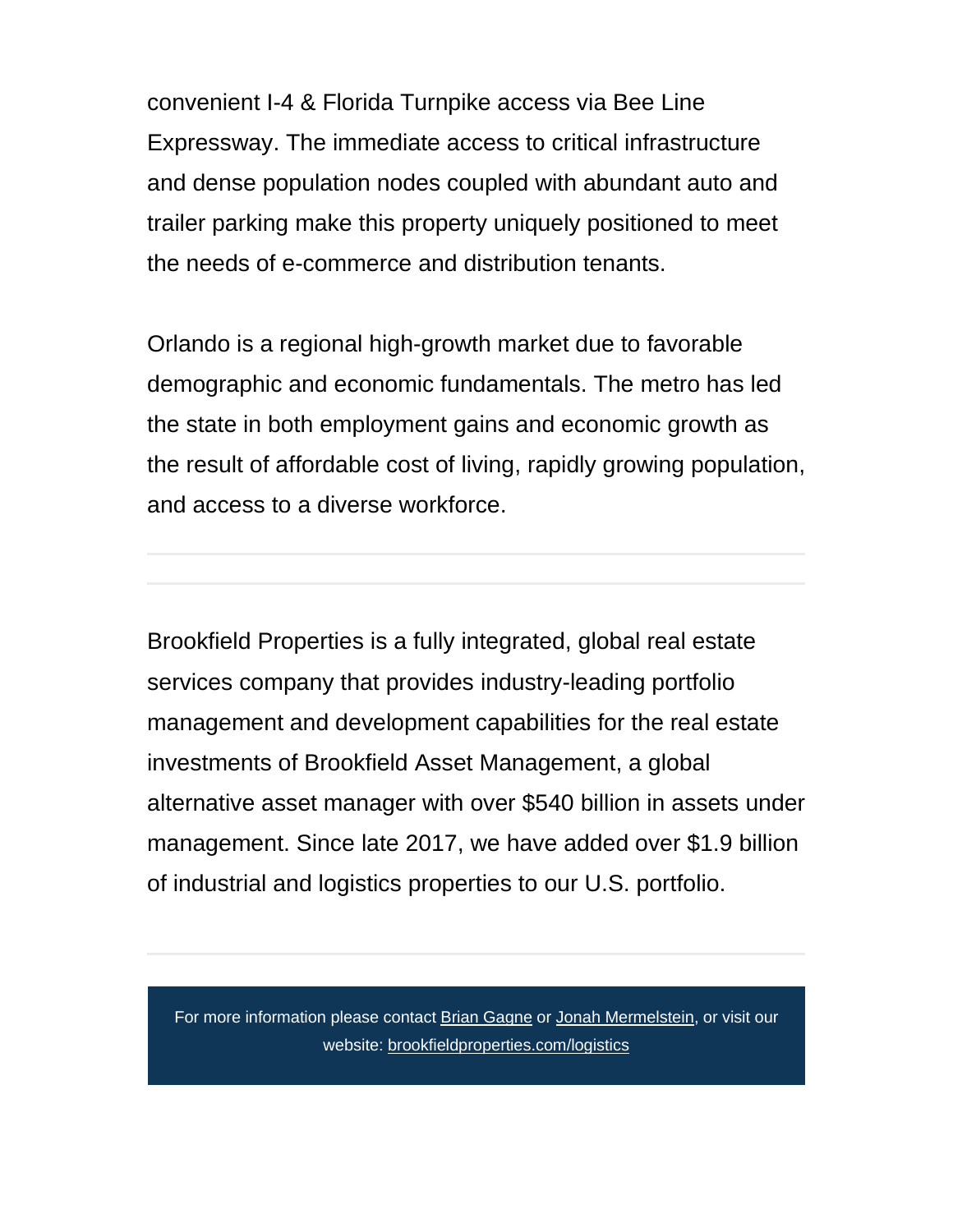convenient I-4 & Florida Turnpike access via Bee Line Expressway. The immediate access to critical infrastructure and dense population nodes coupled with abundant auto and trailer parking make this property uniquely positioned to meet the needs of e-commerce and distribution tenants.

Orlando is a regional high-growth market due to favorable demographic and economic fundamentals. The metro has led the state in both employment gains and economic growth as the result of affordable cost of living, rapidly growing population, and access to a diverse workforce.

---

---

Brookfield Properties is a fully integrated, global real estate services company that provides industry-leading portfolio management and development capabilities for the real estate investments of Brookfield Asset Management, a global alternative asset manager with over $540 billion in assets under management. Since late 2017, we have added over $1.9 billion of industrial and logistics properties to our U.S. portfolio.

---

For more information please contact Brian Gagne or Jonah Mermelstein, or visit our website: brookfieldproperties.com/logistics